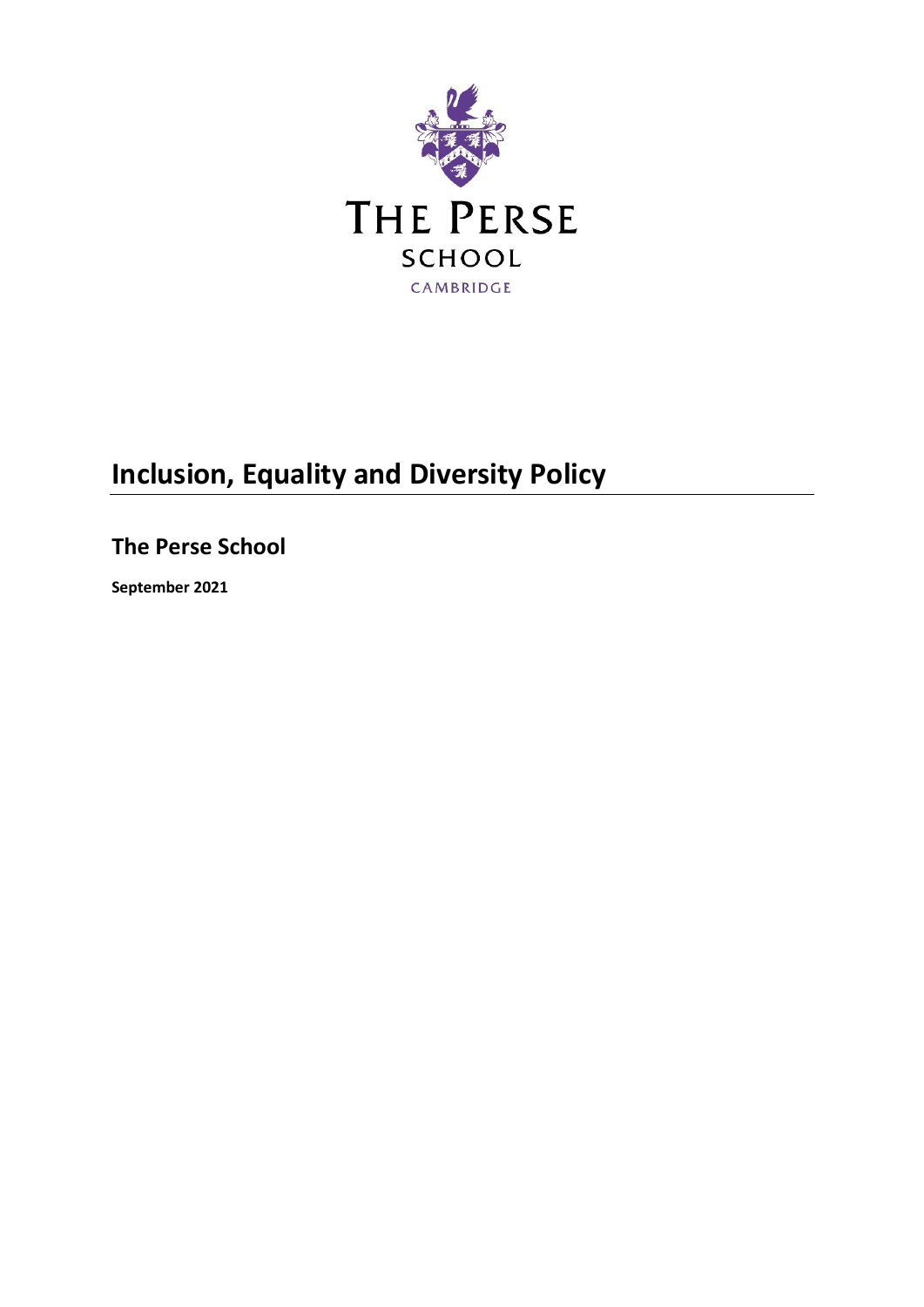THE PERSE
SCHOOL
CAMBRIDGE

# Inclusion, Equality and Diversity Policy

## The Perse School

**September 2021**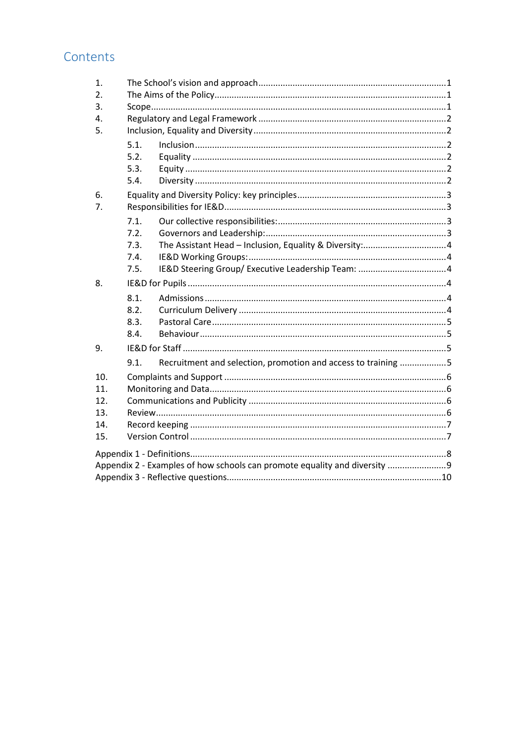# Contents

1. The School's vision and approach ........................................................................ 1
2. The Aims of the Policy .......................................................................................... 1
3. Scope ..................................................................................................................... 1
4. Regulatory and Legal Framework ......................................................................... 2
5. Inclusion, Equality and Diversity .......................................................................... 2
   - 5.1. Inclusion ...................................................................................................... 2
   - 5.2. Equality ....................................................................................................... 2
   - 5.3. Equity .......................................................................................................... 2
   - 5.4. Diversity ...................................................................................................... 2
6. Equality and Diversity Policy: key principles ....................................................... 3
7. Responsibilities for IE&D ...................................................................................... 3
   - 7.1. Our collective responsibilities: .................................................................... 3
   - 7.2. Governors and Leadership: ......................................................................... 3
   - 7.3. The Assistant Head – Inclusion, Equality & Diversity: ................................. 4
   - 7.4. IE&D Working Groups: ................................................................................ 4
   - 7.5. IE&D Steering Group/ Executive Leadership Team: .................................... 4
8. IE&D for Pupils ...................................................................................................... 4
   - 8.1. Admissions ................................................................................................... 4
   - 8.2. Curriculum Delivery ..................................................................................... 4
   - 8.3. Pastoral Care ................................................................................................ 5
   - 8.4. Behaviour .................................................................................................... 5
9. IE&D for Staff ........................................................................................................ 5
   - 9.1. Recruitment and selection, promotion and access to training ................... 5
10. Complaints and Support ..................................................................................... 6
11. Monitoring and Data ........................................................................................... 6
12. Communications and Publicity ........................................................................... 6
13. Review ................................................................................................................. 6
14. Record keeping .................................................................................................... 7
15. Version Control .................................................................................................... 7

Appendix 1 - Definitions .......................................................................................... 8
Appendix 2 - Examples of how schools can promote equality and diversity ........... 9
Appendix 3 - Reflective questions .......................................................................... 10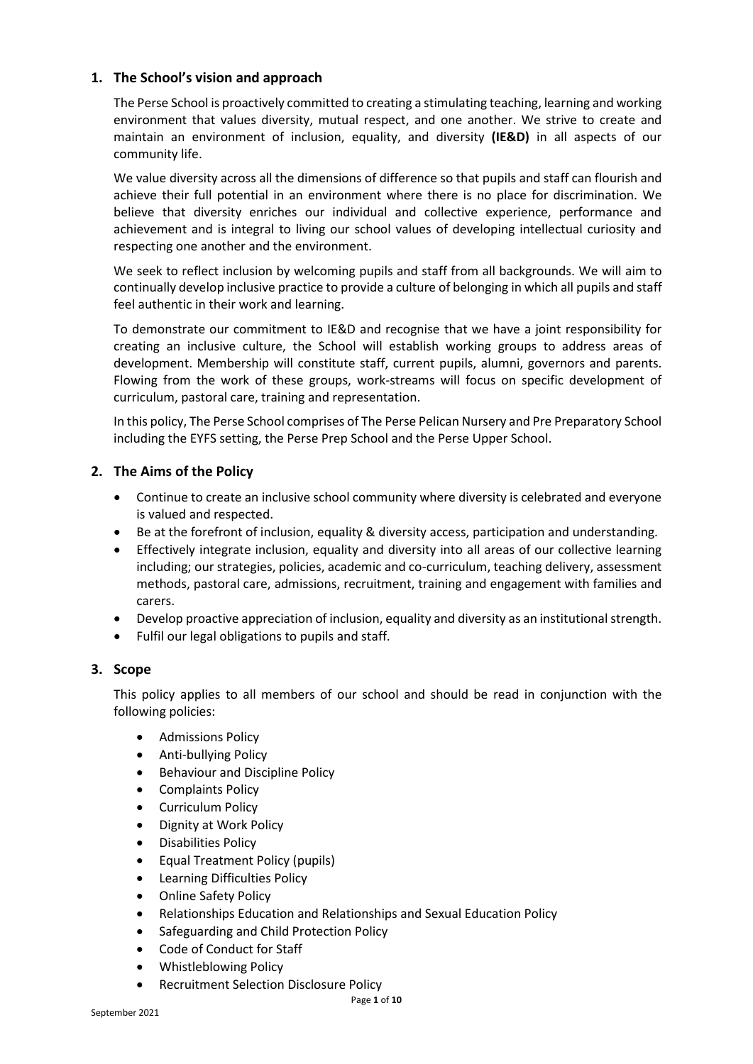## 1. The School's vision and approach

The Perse School is proactively committed to creating a stimulating teaching, learning and working environment that values diversity, mutual respect, and one another. We strive to create and maintain an environment of inclusion, equality, and diversity **(IE&D)** in all aspects of our community life.

We value diversity across all the dimensions of difference so that pupils and staff can flourish and achieve their full potential in an environment where there is no place for discrimination. We believe that diversity enriches our individual and collective experience, performance and achievement and is integral to living our school values of developing intellectual curiosity and respecting one another and the environment.

We seek to reflect inclusion by welcoming pupils and staff from all backgrounds. We will aim to continually develop inclusive practice to provide a culture of belonging in which all pupils and staff feel authentic in their work and learning.

To demonstrate our commitment to IE&D and recognise that we have a joint responsibility for creating an inclusive culture, the School will establish working groups to address areas of development. Membership will constitute staff, current pupils, alumni, governors and parents. Flowing from the work of these groups, work-streams will focus on specific development of curriculum, pastoral care, training and representation.

In this policy, The Perse School comprises of The Perse Pelican Nursery and Pre Preparatory School including the EYFS setting, the Perse Prep School and the Perse Upper School.

## 2. The Aims of the Policy

- Continue to create an inclusive school community where diversity is celebrated and everyone is valued and respected.
- Be at the forefront of inclusion, equality & diversity access, participation and understanding.
- Effectively integrate inclusion, equality and diversity into all areas of our collective learning including; our strategies, policies, academic and co-curriculum, teaching delivery, assessment methods, pastoral care, admissions, recruitment, training and engagement with families and carers.
- Develop proactive appreciation of inclusion, equality and diversity as an institutional strength.
- Fulfil our legal obligations to pupils and staff.

## 3. Scope

This policy applies to all members of our school and should be read in conjunction with the following policies:

- Admissions Policy
- Anti-bullying Policy
- Behaviour and Discipline Policy
- Complaints Policy
- Curriculum Policy
- Dignity at Work Policy
- Disabilities Policy
- Equal Treatment Policy (pupils)
- Learning Difficulties Policy
- Online Safety Policy
- Relationships Education and Relationships and Sexual Education Policy
- Safeguarding and Child Protection Policy
- Code of Conduct for Staff
- Whistleblowing Policy
- Recruitment Selection Disclosure Policy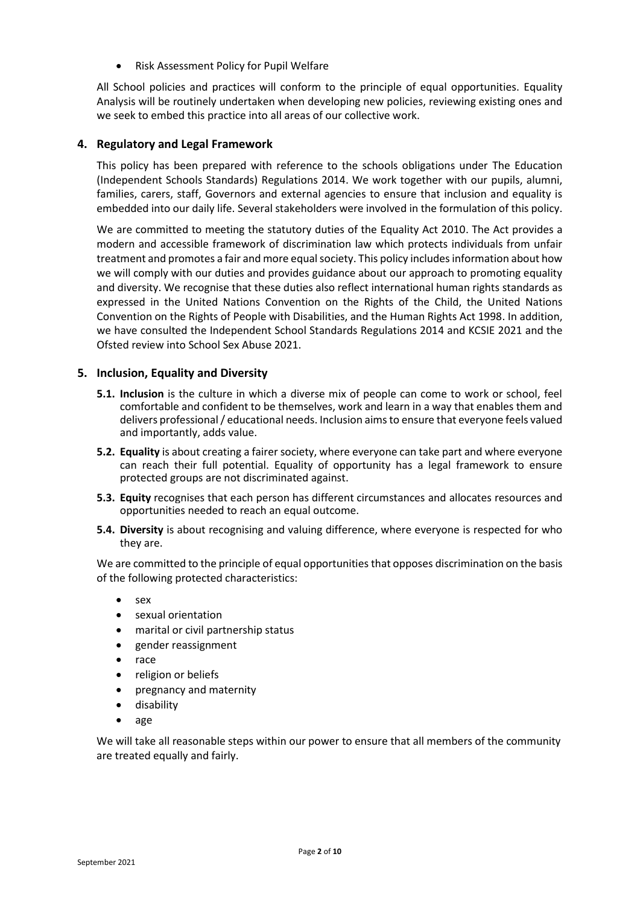- Risk Assessment Policy for Pupil Welfare

All School policies and practices will conform to the principle of equal opportunities. Equality Analysis will be routinely undertaken when developing new policies, reviewing existing ones and we seek to embed this practice into all areas of our collective work.

## 4. Regulatory and Legal Framework

This policy has been prepared with reference to the schools obligations under The Education (Independent Schools Standards) Regulations 2014. We work together with our pupils, alumni, families, carers, staff, Governors and external agencies to ensure that inclusion and equality is embedded into our daily life. Several stakeholders were involved in the formulation of this policy.

We are committed to meeting the statutory duties of the Equality Act 2010. The Act provides a modern and accessible framework of discrimination law which protects individuals from unfair treatment and promotes a fair and more equal society. This policy includes information about how we will comply with our duties and provides guidance about our approach to promoting equality and diversity. We recognise that these duties also reflect international human rights standards as expressed in the United Nations Convention on the Rights of the Child, the United Nations Convention on the Rights of People with Disabilities, and the Human Rights Act 1998. In addition, we have consulted the Independent School Standards Regulations 2014 and KCSIE 2021 and the Ofsted review into School Sex Abuse 2021.

## 5. Inclusion, Equality and Diversity

**5.1. Inclusion** is the culture in which a diverse mix of people can come to work or school, feel comfortable and confident to be themselves, work and learn in a way that enables them and delivers professional / educational needs. Inclusion aims to ensure that everyone feels valued and importantly, adds value.

**5.2. Equality** is about creating a fairer society, where everyone can take part and where everyone can reach their full potential. Equality of opportunity has a legal framework to ensure protected groups are not discriminated against.

**5.3. Equity** recognises that each person has different circumstances and allocates resources and opportunities needed to reach an equal outcome.

**5.4. Diversity** is about recognising and valuing difference, where everyone is respected for who they are.

We are committed to the principle of equal opportunities that opposes discrimination on the basis of the following protected characteristics:

- sex
- sexual orientation
- marital or civil partnership status
- gender reassignment
- race
- religion or beliefs
- pregnancy and maternity
- disability
- age

We will take all reasonable steps within our power to ensure that all members of the community are treated equally and fairly.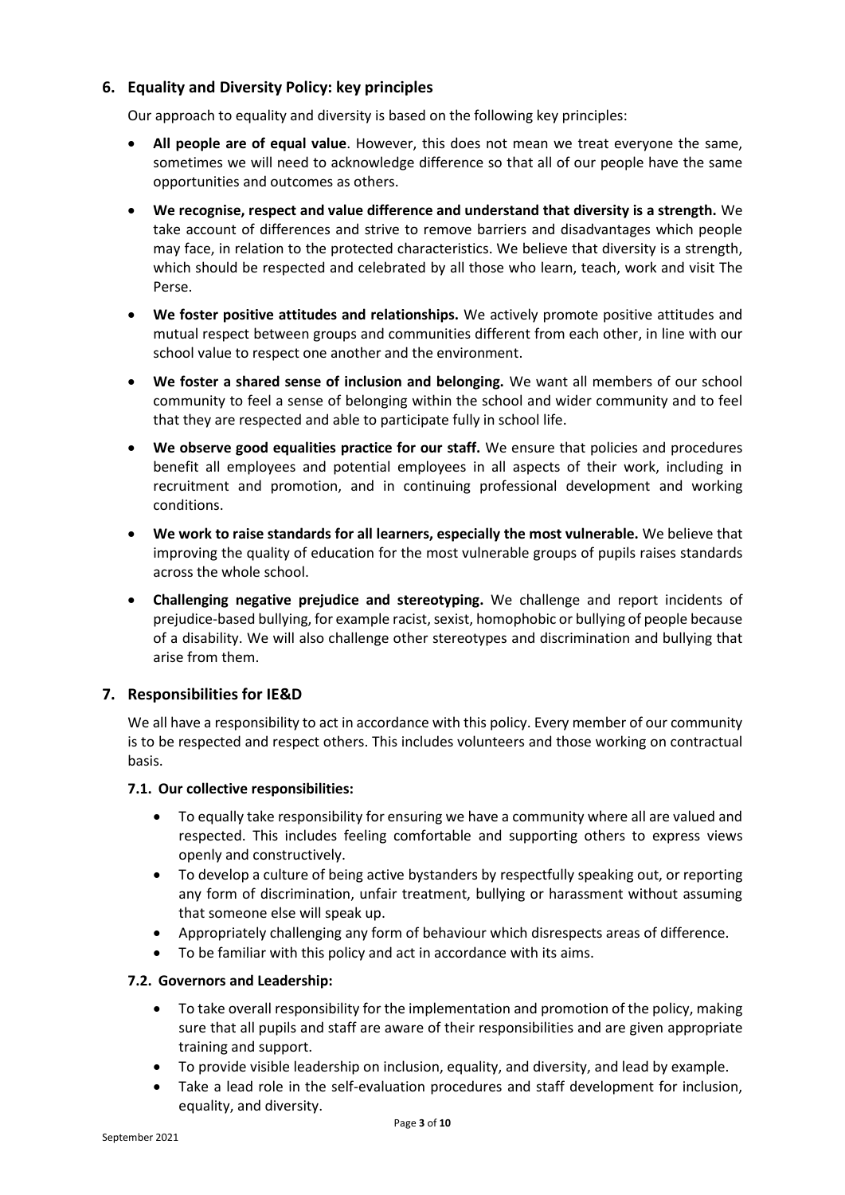## 6. Equality and Diversity Policy: key principles

Our approach to equality and diversity is based on the following key principles:

- **All people are of equal value**. However, this does not mean we treat everyone the same, sometimes we will need to acknowledge difference so that all of our people have the same opportunities and outcomes as others.
- **We recognise, respect and value difference and understand that diversity is a strength.** We take account of differences and strive to remove barriers and disadvantages which people may face, in relation to the protected characteristics. We believe that diversity is a strength, which should be respected and celebrated by all those who learn, teach, work and visit The Perse.
- **We foster positive attitudes and relationships.** We actively promote positive attitudes and mutual respect between groups and communities different from each other, in line with our school value to respect one another and the environment.
- **We foster a shared sense of inclusion and belonging.** We want all members of our school community to feel a sense of belonging within the school and wider community and to feel that they are respected and able to participate fully in school life.
- **We observe good equalities practice for our staff.** We ensure that policies and procedures benefit all employees and potential employees in all aspects of their work, including in recruitment and promotion, and in continuing professional development and working conditions.
- **We work to raise standards for all learners, especially the most vulnerable.** We believe that improving the quality of education for the most vulnerable groups of pupils raises standards across the whole school.
- **Challenging negative prejudice and stereotyping.** We challenge and report incidents of prejudice-based bullying, for example racist, sexist, homophobic or bullying of people because of a disability. We will also challenge other stereotypes and discrimination and bullying that arise from them.

## 7. Responsibilities for IE&D

We all have a responsibility to act in accordance with this policy. Every member of our community is to be respected and respect others. This includes volunteers and those working on contractual basis.

### 7.1. Our collective responsibilities:

- To equally take responsibility for ensuring we have a community where all are valued and respected. This includes feeling comfortable and supporting others to express views openly and constructively.
- To develop a culture of being active bystanders by respectfully speaking out, or reporting any form of discrimination, unfair treatment, bullying or harassment without assuming that someone else will speak up.
- Appropriately challenging any form of behaviour which disrespects areas of difference.
- To be familiar with this policy and act in accordance with its aims.

### 7.2. Governors and Leadership:

- To take overall responsibility for the implementation and promotion of the policy, making sure that all pupils and staff are aware of their responsibilities and are given appropriate training and support.
- To provide visible leadership on inclusion, equality, and diversity, and lead by example.
- Take a lead role in the self-evaluation procedures and staff development for inclusion, equality, and diversity.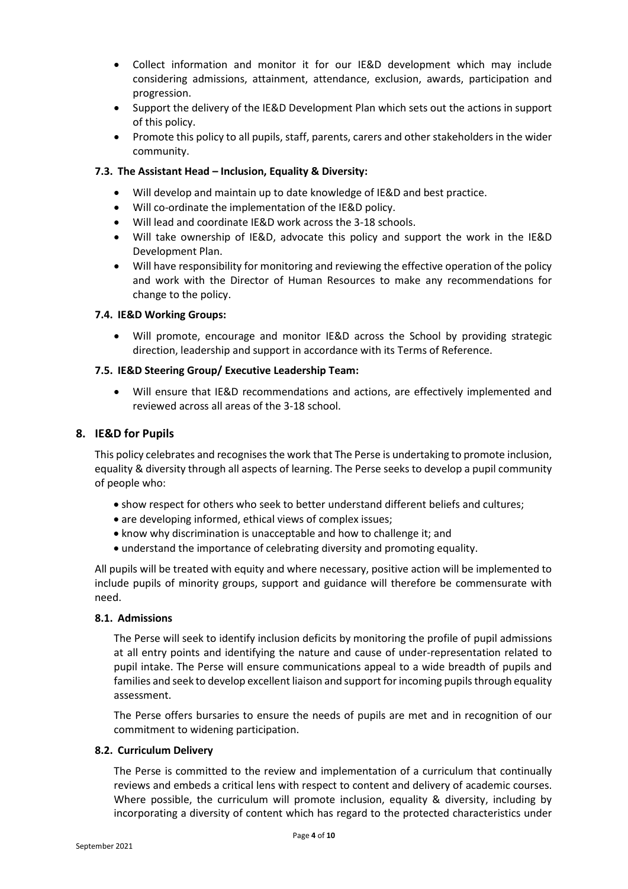- Collect information and monitor it for our IE&D development which may include considering admissions, attainment, attendance, exclusion, awards, participation and progression.
- Support the delivery of the IE&D Development Plan which sets out the actions in support of this policy.
- Promote this policy to all pupils, staff, parents, carers and other stakeholders in the wider community.

### 7.3. The Assistant Head – Inclusion, Equality & Diversity:

- Will develop and maintain up to date knowledge of IE&D and best practice.
- Will co-ordinate the implementation of the IE&D policy.
- Will lead and coordinate IE&D work across the 3-18 schools.
- Will take ownership of IE&D, advocate this policy and support the work in the IE&D Development Plan.
- Will have responsibility for monitoring and reviewing the effective operation of the policy and work with the Director of Human Resources to make any recommendations for change to the policy.

### 7.4. IE&D Working Groups:

- Will promote, encourage and monitor IE&D across the School by providing strategic direction, leadership and support in accordance with its Terms of Reference.

### 7.5. IE&D Steering Group/ Executive Leadership Team:

- Will ensure that IE&D recommendations and actions, are effectively implemented and reviewed across all areas of the 3-18 school.

## 8. IE&D for Pupils

This policy celebrates and recognises the work that The Perse is undertaking to promote inclusion, equality & diversity through all aspects of learning. The Perse seeks to develop a pupil community of people who:

- show respect for others who seek to better understand different beliefs and cultures;
- are developing informed, ethical views of complex issues;
- know why discrimination is unacceptable and how to challenge it; and
- understand the importance of celebrating diversity and promoting equality.

All pupils will be treated with equity and where necessary, positive action will be implemented to include pupils of minority groups, support and guidance will therefore be commensurate with need.

### 8.1. Admissions

The Perse will seek to identify inclusion deficits by monitoring the profile of pupil admissions at all entry points and identifying the nature and cause of under-representation related to pupil intake. The Perse will ensure communications appeal to a wide breadth of pupils and families and seek to develop excellent liaison and support for incoming pupils through equality assessment.

The Perse offers bursaries to ensure the needs of pupils are met and in recognition of our commitment to widening participation.

### 8.2. Curriculum Delivery

The Perse is committed to the review and implementation of a curriculum that continually reviews and embeds a critical lens with respect to content and delivery of academic courses. Where possible, the curriculum will promote inclusion, equality & diversity, including by incorporating a diversity of content which has regard to the protected characteristics under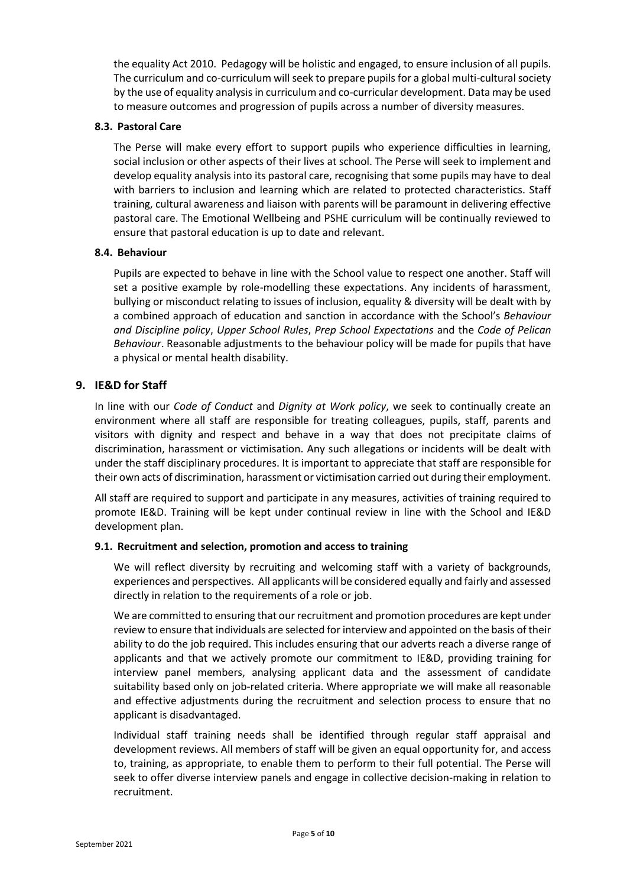the equality Act 2010. Pedagogy will be holistic and engaged, to ensure inclusion of all pupils. The curriculum and co-curriculum will seek to prepare pupils for a global multi-cultural society by the use of equality analysis in curriculum and co-curricular development. Data may be used to measure outcomes and progression of pupils across a number of diversity measures.

### 8.3. Pastoral Care

The Perse will make every effort to support pupils who experience difficulties in learning, social inclusion or other aspects of their lives at school. The Perse will seek to implement and develop equality analysis into its pastoral care, recognising that some pupils may have to deal with barriers to inclusion and learning which are related to protected characteristics. Staff training, cultural awareness and liaison with parents will be paramount in delivering effective pastoral care. The Emotional Wellbeing and PSHE curriculum will be continually reviewed to ensure that pastoral education is up to date and relevant.

### 8.4. Behaviour

Pupils are expected to behave in line with the School value to respect one another. Staff will set a positive example by role-modelling these expectations. Any incidents of harassment, bullying or misconduct relating to issues of inclusion, equality & diversity will be dealt with by a combined approach of education and sanction in accordance with the School's *Behaviour and Discipline policy*, *Upper School Rules*, *Prep School Expectations* and the *Code of Pelican Behaviour*. Reasonable adjustments to the behaviour policy will be made for pupils that have a physical or mental health disability.

## 9. IE&D for Staff

In line with our *Code of Conduct* and *Dignity at Work policy*, we seek to continually create an environment where all staff are responsible for treating colleagues, pupils, staff, parents and visitors with dignity and respect and behave in a way that does not precipitate claims of discrimination, harassment or victimisation. Any such allegations or incidents will be dealt with under the staff disciplinary procedures. It is important to appreciate that staff are responsible for their own acts of discrimination, harassment or victimisation carried out during their employment.

All staff are required to support and participate in any measures, activities of training required to promote IE&D. Training will be kept under continual review in line with the School and IE&D development plan.

### 9.1. Recruitment and selection, promotion and access to training

We will reflect diversity by recruiting and welcoming staff with a variety of backgrounds, experiences and perspectives. All applicants will be considered equally and fairly and assessed directly in relation to the requirements of a role or job.

We are committed to ensuring that our recruitment and promotion procedures are kept under review to ensure that individuals are selected for interview and appointed on the basis of their ability to do the job required. This includes ensuring that our adverts reach a diverse range of applicants and that we actively promote our commitment to IE&D, providing training for interview panel members, analysing applicant data and the assessment of candidate suitability based only on job-related criteria. Where appropriate we will make all reasonable and effective adjustments during the recruitment and selection process to ensure that no applicant is disadvantaged.

Individual staff training needs shall be identified through regular staff appraisal and development reviews. All members of staff will be given an equal opportunity for, and access to, training, as appropriate, to enable them to perform to their full potential. The Perse will seek to offer diverse interview panels and engage in collective decision-making in relation to recruitment.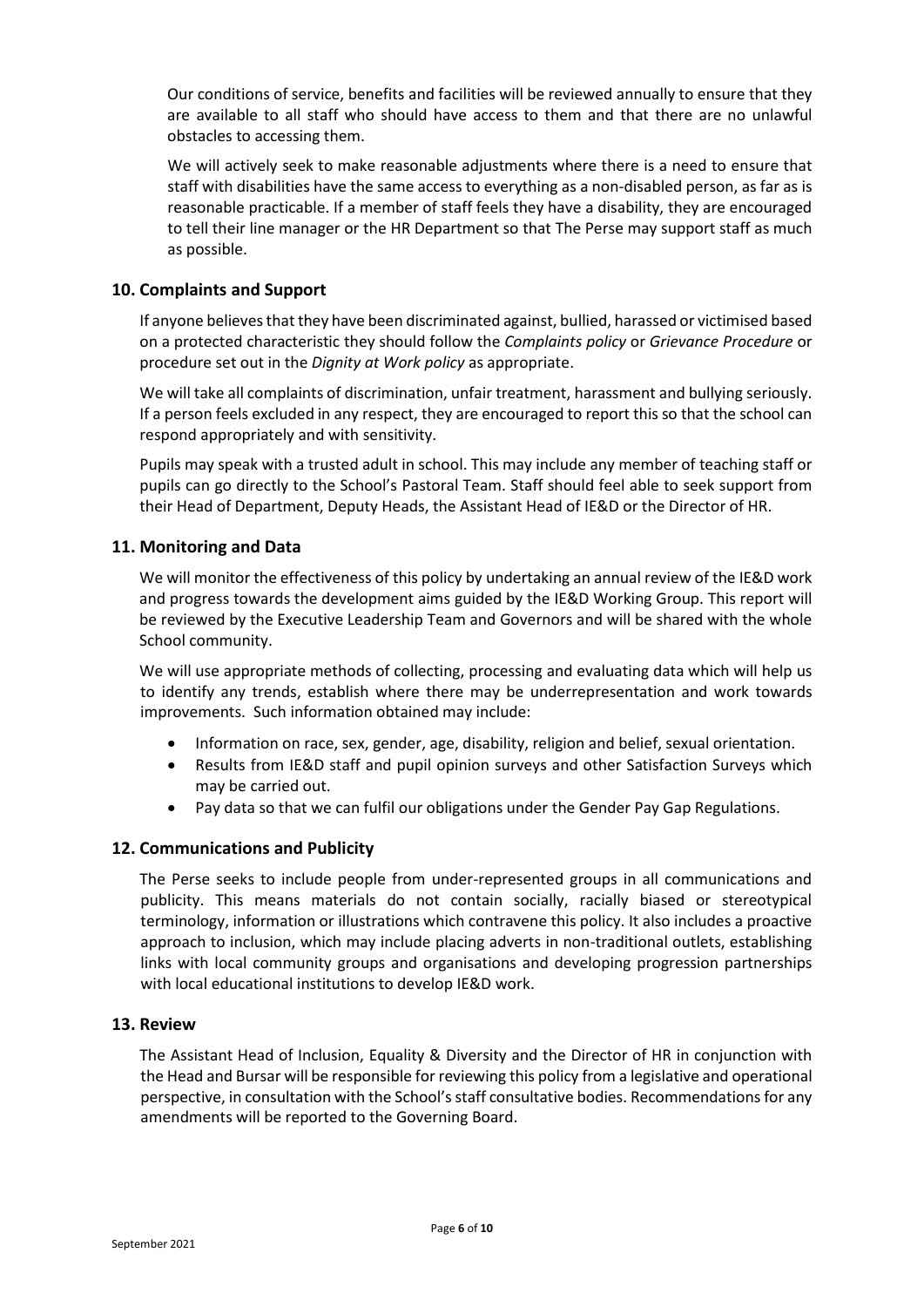Our conditions of service, benefits and facilities will be reviewed annually to ensure that they are available to all staff who should have access to them and that there are no unlawful obstacles to accessing them.

We will actively seek to make reasonable adjustments where there is a need to ensure that staff with disabilities have the same access to everything as a non-disabled person, as far as is reasonable practicable. If a member of staff feels they have a disability, they are encouraged to tell their line manager or the HR Department so that The Perse may support staff as much as possible.

## 10. Complaints and Support

If anyone believes that they have been discriminated against, bullied, harassed or victimised based on a protected characteristic they should follow the *Complaints policy* or *Grievance Procedure* or procedure set out in the *Dignity at Work policy* as appropriate.

We will take all complaints of discrimination, unfair treatment, harassment and bullying seriously. If a person feels excluded in any respect, they are encouraged to report this so that the school can respond appropriately and with sensitivity.

Pupils may speak with a trusted adult in school. This may include any member of teaching staff or pupils can go directly to the School's Pastoral Team. Staff should feel able to seek support from their Head of Department, Deputy Heads, the Assistant Head of IE&D or the Director of HR.

## 11. Monitoring and Data

We will monitor the effectiveness of this policy by undertaking an annual review of the IE&D work and progress towards the development aims guided by the IE&D Working Group. This report will be reviewed by the Executive Leadership Team and Governors and will be shared with the whole School community.

We will use appropriate methods of collecting, processing and evaluating data which will help us to identify any trends, establish where there may be underrepresentation and work towards improvements. Such information obtained may include:

- Information on race, sex, gender, age, disability, religion and belief, sexual orientation.
- Results from IE&D staff and pupil opinion surveys and other Satisfaction Surveys which may be carried out.
- Pay data so that we can fulfil our obligations under the Gender Pay Gap Regulations.

## 12. Communications and Publicity

The Perse seeks to include people from under-represented groups in all communications and publicity. This means materials do not contain socially, racially biased or stereotypical terminology, information or illustrations which contravene this policy. It also includes a proactive approach to inclusion, which may include placing adverts in non-traditional outlets, establishing links with local community groups and organisations and developing progression partnerships with local educational institutions to develop IE&D work.

## 13. Review

The Assistant Head of Inclusion, Equality & Diversity and the Director of HR in conjunction with the Head and Bursar will be responsible for reviewing this policy from a legislative and operational perspective, in consultation with the School's staff consultative bodies. Recommendations for any amendments will be reported to the Governing Board.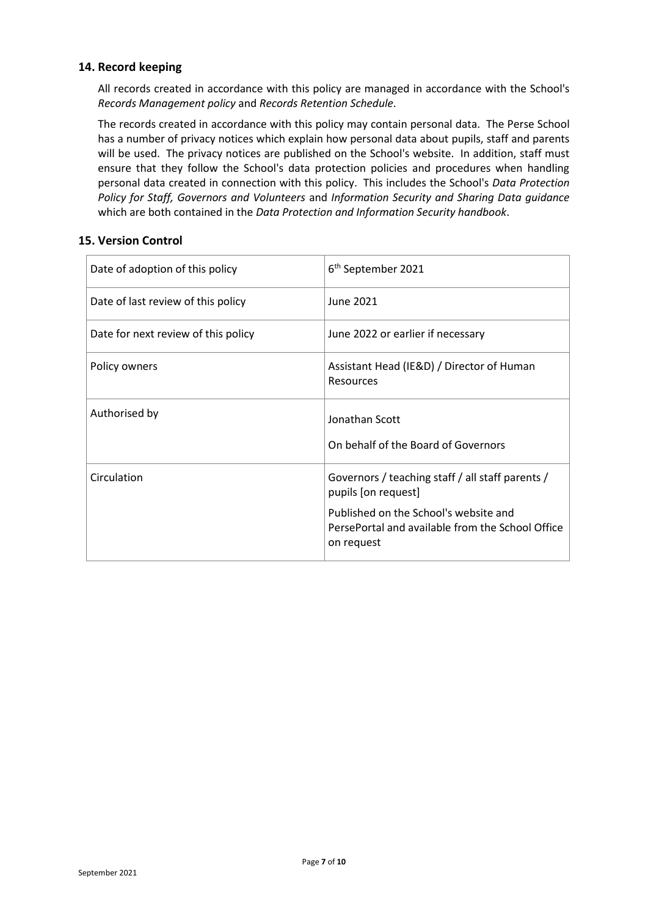## 14. Record keeping

All records created in accordance with this policy are managed in accordance with the School's *Records Management policy* and *Records Retention Schedule*.

The records created in accordance with this policy may contain personal data. The Perse School has a number of privacy notices which explain how personal data about pupils, staff and parents will be used. The privacy notices are published on the School's website. In addition, staff must ensure that they follow the School's data protection policies and procedures when handling personal data created in connection with this policy. This includes the School's *Data Protection Policy for Staff, Governors and Volunteers* and *Information Security and Sharing Data guidance* which are both contained in the *Data Protection and Information Security handbook*.

## 15. Version Control

| | |
|---|---|
| Date of adoption of this policy | 6th September 2021 |
| Date of last review of this policy | June 2021 |
| Date for next review of this policy | June 2022 or earlier if necessary |
| Policy owners | Assistant Head (IE&D) / Director of Human Resources |
| Authorised by | Jonathan Scott<br><br>On behalf of the Board of Governors |
| Circulation | Governors / teaching staff / all staff parents / pupils [on request]<br><br>Published on the School's website and PersePortal and available from the School Office on request |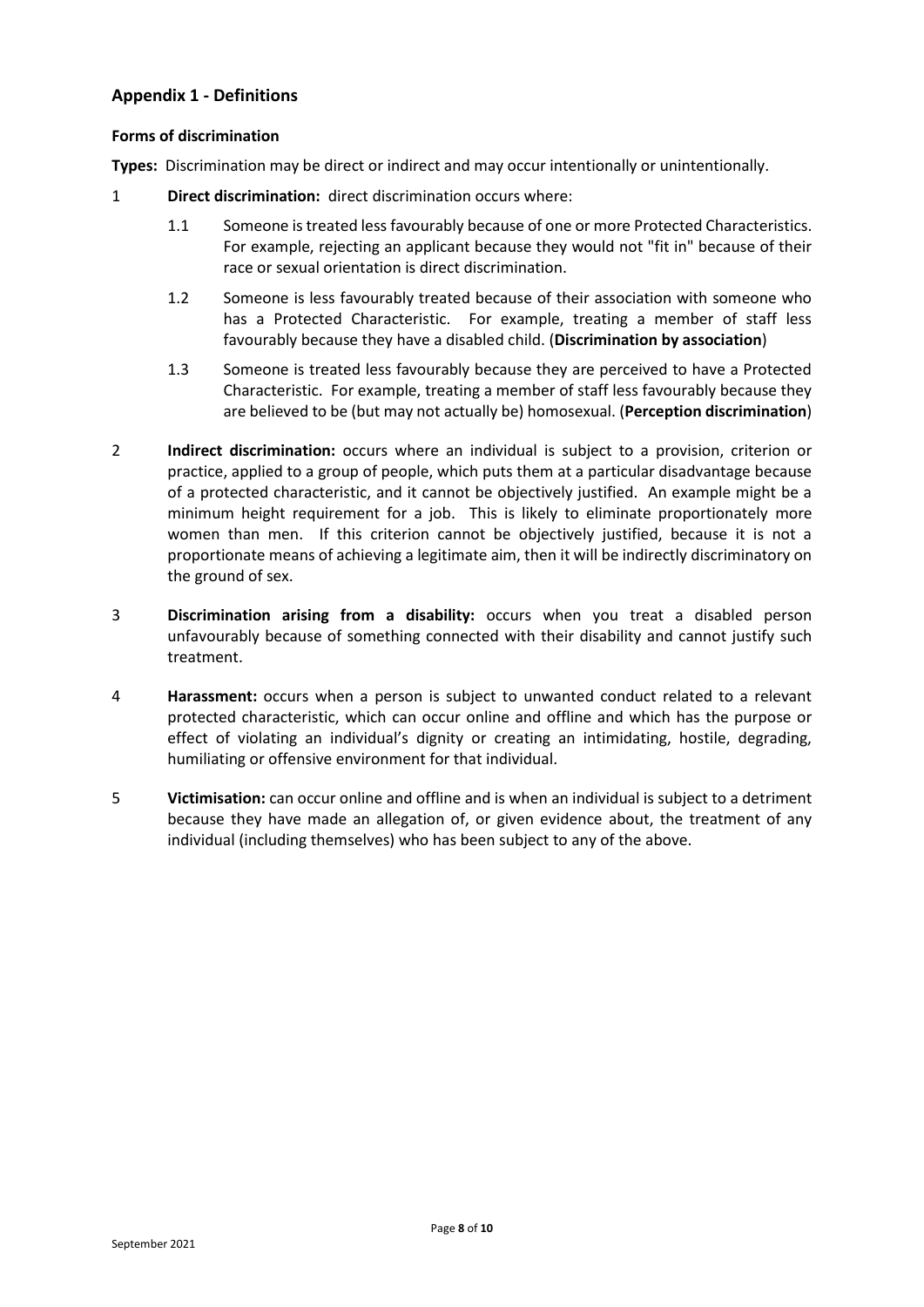## Appendix 1 - Definitions

### Forms of discrimination

**Types:** Discrimination may be direct or indirect and may occur intentionally or unintentionally.

1 **Direct discrimination:** direct discrimination occurs where:

1.1 Someone is treated less favourably because of one or more Protected Characteristics. For example, rejecting an applicant because they would not "fit in" because of their race or sexual orientation is direct discrimination.

1.2 Someone is less favourably treated because of their association with someone who has a Protected Characteristic. For example, treating a member of staff less favourably because they have a disabled child. (**Discrimination by association**)

1.3 Someone is treated less favourably because they are perceived to have a Protected Characteristic. For example, treating a member of staff less favourably because they are believed to be (but may not actually be) homosexual. (**Perception discrimination**)

2 **Indirect discrimination:** occurs where an individual is subject to a provision, criterion or practice, applied to a group of people, which puts them at a particular disadvantage because of a protected characteristic, and it cannot be objectively justified. An example might be a minimum height requirement for a job. This is likely to eliminate proportionately more women than men. If this criterion cannot be objectively justified, because it is not a proportionate means of achieving a legitimate aim, then it will be indirectly discriminatory on the ground of sex.

3 **Discrimination arising from a disability:** occurs when you treat a disabled person unfavourably because of something connected with their disability and cannot justify such treatment.

4 **Harassment:** occurs when a person is subject to unwanted conduct related to a relevant protected characteristic, which can occur online and offline and which has the purpose or effect of violating an individual's dignity or creating an intimidating, hostile, degrading, humiliating or offensive environment for that individual.

5 **Victimisation:** can occur online and offline and is when an individual is subject to a detriment because they have made an allegation of, or given evidence about, the treatment of any individual (including themselves) who has been subject to any of the above.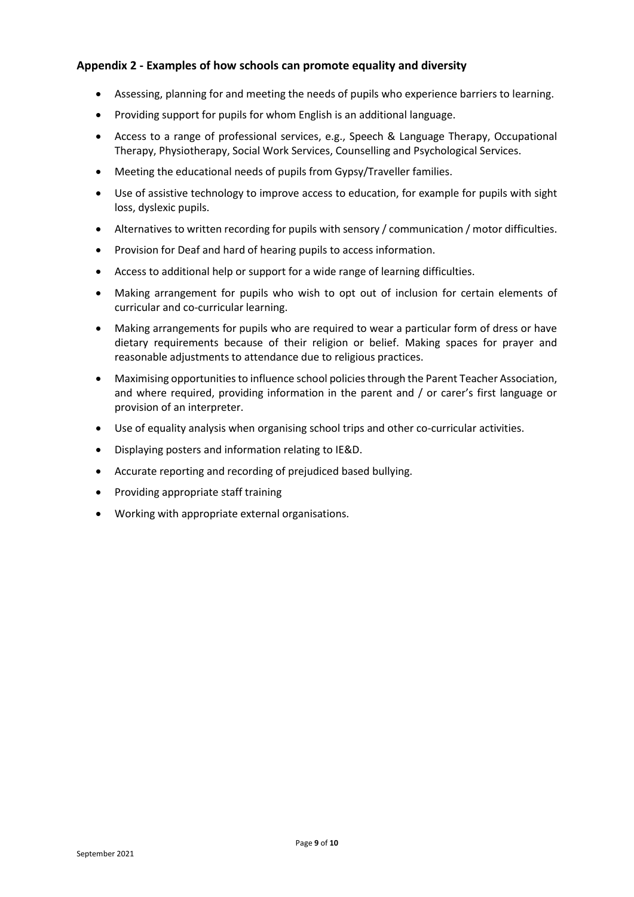## Appendix 2 - Examples of how schools can promote equality and diversity

- Assessing, planning for and meeting the needs of pupils who experience barriers to learning.
- Providing support for pupils for whom English is an additional language.
- Access to a range of professional services, e.g., Speech & Language Therapy, Occupational Therapy, Physiotherapy, Social Work Services, Counselling and Psychological Services.
- Meeting the educational needs of pupils from Gypsy/Traveller families.
- Use of assistive technology to improve access to education, for example for pupils with sight loss, dyslexic pupils.
- Alternatives to written recording for pupils with sensory / communication / motor difficulties.
- Provision for Deaf and hard of hearing pupils to access information.
- Access to additional help or support for a wide range of learning difficulties.
- Making arrangement for pupils who wish to opt out of inclusion for certain elements of curricular and co-curricular learning.
- Making arrangements for pupils who are required to wear a particular form of dress or have dietary requirements because of their religion or belief. Making spaces for prayer and reasonable adjustments to attendance due to religious practices.
- Maximising opportunities to influence school policies through the Parent Teacher Association, and where required, providing information in the parent and / or carer's first language or provision of an interpreter.
- Use of equality analysis when organising school trips and other co-curricular activities.
- Displaying posters and information relating to IE&D.
- Accurate reporting and recording of prejudiced based bullying.
- Providing appropriate staff training
- Working with appropriate external organisations.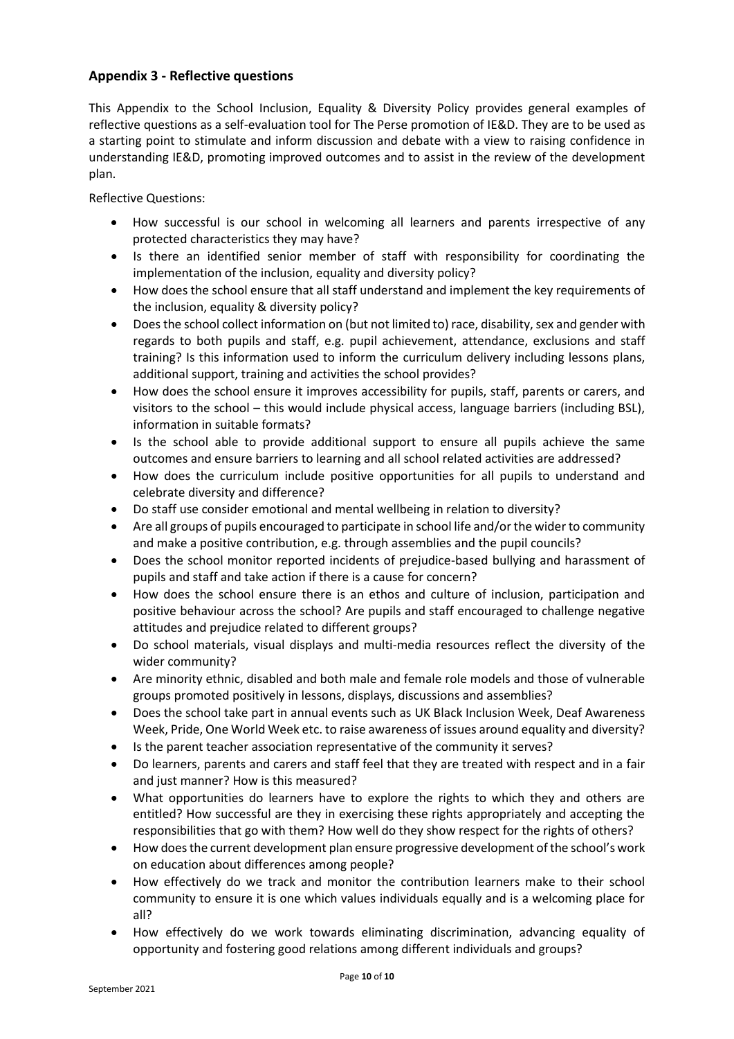## Appendix 3 - Reflective questions

This Appendix to the School Inclusion, Equality & Diversity Policy provides general examples of reflective questions as a self-evaluation tool for The Perse promotion of IE&D. They are to be used as a starting point to stimulate and inform discussion and debate with a view to raising confidence in understanding IE&D, promoting improved outcomes and to assist in the review of the development plan.

Reflective Questions:

- How successful is our school in welcoming all learners and parents irrespective of any protected characteristics they may have?
- Is there an identified senior member of staff with responsibility for coordinating the implementation of the inclusion, equality and diversity policy?
- How does the school ensure that all staff understand and implement the key requirements of the inclusion, equality & diversity policy?
- Does the school collect information on (but not limited to) race, disability, sex and gender with regards to both pupils and staff, e.g. pupil achievement, attendance, exclusions and staff training? Is this information used to inform the curriculum delivery including lessons plans, additional support, training and activities the school provides?
- How does the school ensure it improves accessibility for pupils, staff, parents or carers, and visitors to the school – this would include physical access, language barriers (including BSL), information in suitable formats?
- Is the school able to provide additional support to ensure all pupils achieve the same outcomes and ensure barriers to learning and all school related activities are addressed?
- How does the curriculum include positive opportunities for all pupils to understand and celebrate diversity and difference?
- Do staff use consider emotional and mental wellbeing in relation to diversity?
- Are all groups of pupils encouraged to participate in school life and/or the wider to community and make a positive contribution, e.g. through assemblies and the pupil councils?
- Does the school monitor reported incidents of prejudice-based bullying and harassment of pupils and staff and take action if there is a cause for concern?
- How does the school ensure there is an ethos and culture of inclusion, participation and positive behaviour across the school? Are pupils and staff encouraged to challenge negative attitudes and prejudice related to different groups?
- Do school materials, visual displays and multi-media resources reflect the diversity of the wider community?
- Are minority ethnic, disabled and both male and female role models and those of vulnerable groups promoted positively in lessons, displays, discussions and assemblies?
- Does the school take part in annual events such as UK Black Inclusion Week, Deaf Awareness Week, Pride, One World Week etc. to raise awareness of issues around equality and diversity?
- Is the parent teacher association representative of the community it serves?
- Do learners, parents and carers and staff feel that they are treated with respect and in a fair and just manner? How is this measured?
- What opportunities do learners have to explore the rights to which they and others are entitled? How successful are they in exercising these rights appropriately and accepting the responsibilities that go with them? How well do they show respect for the rights of others?
- How does the current development plan ensure progressive development of the school's work on education about differences among people?
- How effectively do we track and monitor the contribution learners make to their school community to ensure it is one which values individuals equally and is a welcoming place for all?
- How effectively do we work towards eliminating discrimination, advancing equality of opportunity and fostering good relations among different individuals and groups?